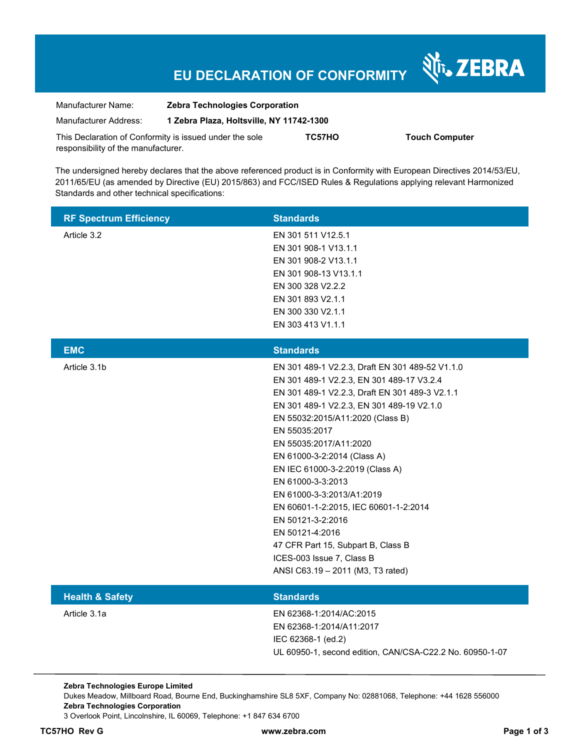# EU DECLARATION OF CONFORMITY

ZEBRA

| | |
|---|---|
| Manufacturer Name: | **Zebra Technologies Corporation** |
| Manufacturer Address: | **1 Zebra Plaza, Holtsville, NY 11742-1300** |

This Declaration of Conformity is issued under the sole responsibility of the manufacturer. **TC57HO** **Touch Computer**

The undersigned hereby declares that the above referenced product is in Conformity with European Directives 2014/53/EU, 2011/65/EU (as amended by Directive (EU) 2015/863) and FCC/ISED Rules & Regulations applying relevant Harmonized Standards and other technical specifications:

| RF Spectrum Efficiency | Standards |
|---|---|
| Article 3.2 | EN 301 511 V12.5.1<br>EN 301 908-1 V13.1.1<br>EN 301 908-2 V13.1.1<br>EN 301 908-13 V13.1.1<br>EN 300 328 V2.2.2<br>EN 301 893 V2.1.1<br>EN 300 330 V2.1.1<br>EN 303 413 V1.1.1 |

| EMC | Standards |
|---|---|
| Article 3.1b | EN 301 489-1 V2.2.3, Draft EN 301 489-52 V1.1.0<br>EN 301 489-1 V2.2.3, EN 301 489-17 V3.2.4<br>EN 301 489-1 V2.2.3, Draft EN 301 489-3 V2.1.1<br>EN 301 489-1 V2.2.3, EN 301 489-19 V2.1.0<br>EN 55032:2015/A11:2020 (Class B)<br>EN 55035:2017<br>EN 55035:2017/A11:2020<br>EN 61000-3-2:2014 (Class A)<br>EN IEC 61000-3-2:2019 (Class A)<br>EN 61000-3-3:2013<br>EN 61000-3-3:2013/A1:2019<br>EN 60601-1-2:2015, IEC 60601-1-2:2014<br>EN 50121-3-2:2016<br>EN 50121-4:2016<br>47 CFR Part 15, Subpart B, Class B<br>ICES-003 Issue 7, Class B<br>ANSI C63.19 – 2011 (M3, T3 rated) |

| Health & Safety | Standards |
|---|---|
| Article 3.1a | EN 62368-1:2014/AC:2015<br>EN 62368-1:2014/A11:2017<br>IEC 62368-1 (ed.2)<br>UL 60950-1, second edition, CAN/CSA-C22.2 No. 60950-1-07 |

**Zebra Technologies Europe Limited**
Dukes Meadow, Millboard Road, Bourne End, Buckinghamshire SL8 5XF, Company No: 02881068, Telephone: +44 1628 556000
**Zebra Technologies Corporation**
3 Overlook Point, Lincolnshire, IL 60069, Telephone: +1 847 634 6700

**TC57HO Rev G** **www.zebra.com**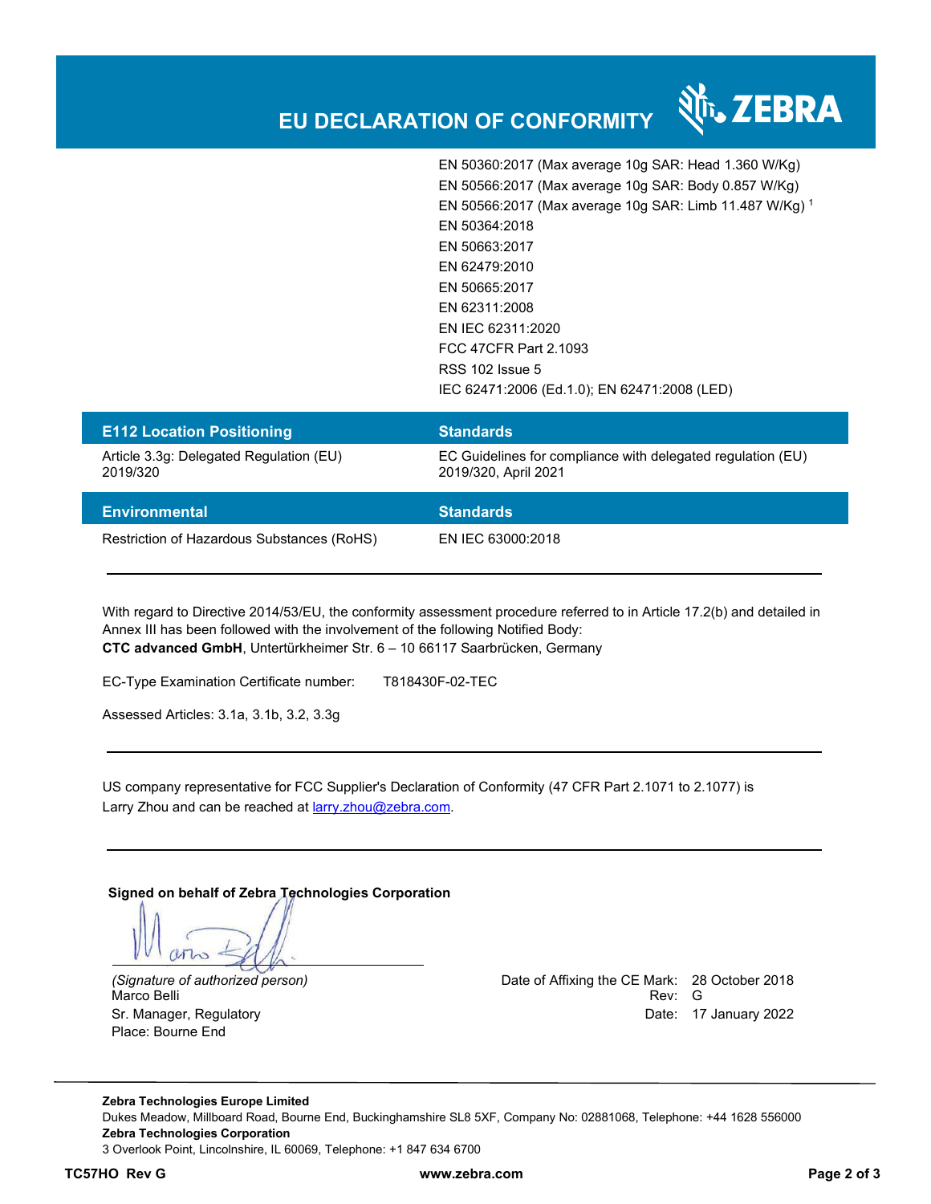# EU DECLARATION OF CONFORMITY

| | |
|---|---|
| | EN 50360:2017 (Max average 10g SAR: Head 1.360 W/Kg) |
| | EN 50566:2017 (Max average 10g SAR: Body 0.857 W/Kg) |
| | EN 50566:2017 (Max average 10g SAR: Limb 11.487 W/Kg) [1] |
| | EN 50364:2018 |
| | EN 50663:2017 |
| | EN 62479:2010 |
| | EN 50665:2017 |
| | EN 62311:2008 |
| | EN IEC 62311:2020 |
| | FCC 47CFR Part 2.1093 |
| | RSS 102 Issue 5 |
| | IEC 62471:2006 (Ed.1.0); EN 62471:2008 (LED) |

| E112 Location Positioning | Standards |
|---|---|
| Article 3.3g: Delegated Regulation (EU) 2019/320 | EC Guidelines for compliance with delegated regulation (EU) 2019/320, April 2021 |

| Environmental | Standards |
|---|---|
| Restriction of Hazardous Substances (RoHS) | EN IEC 63000:2018 |

With regard to Directive 2014/53/EU, the conformity assessment procedure referred to in Article 17.2(b) and detailed in Annex III has been followed with the involvement of the following Notified Body:
**CTC advanced GmbH**, Untertürkheimer Str. 6 – 10 66117 Saarbrücken, Germany

EC-Type Examination Certificate number: T818430F-02-TEC

Assessed Articles: 3.1a, 3.1b, 3.2, 3.3g

US company representative for FCC Supplier's Declaration of Conformity (47 CFR Part 2.1071 to 2.1077) is Larry Zhou and can be reached at larry.zhou@zebra.com.

**Signed on behalf of Zebra Technologies Corporation**

*(Signature of authorized person)*
Marco Belli
Sr. Manager, Regulatory
Place: Bourne End

Date of Affixing the CE Mark: 28 October 2018
Rev: G
Date: 17 January 2022

**Zebra Technologies Europe Limited**
Dukes Meadow, Millboard Road, Bourne End, Buckinghamshire SL8 5XF, Company No: 02881068, Telephone: +44 1628 556000
**Zebra Technologies Corporation**
3 Overlook Point, Lincolnshire, IL 60069, Telephone: +1 847 634 6700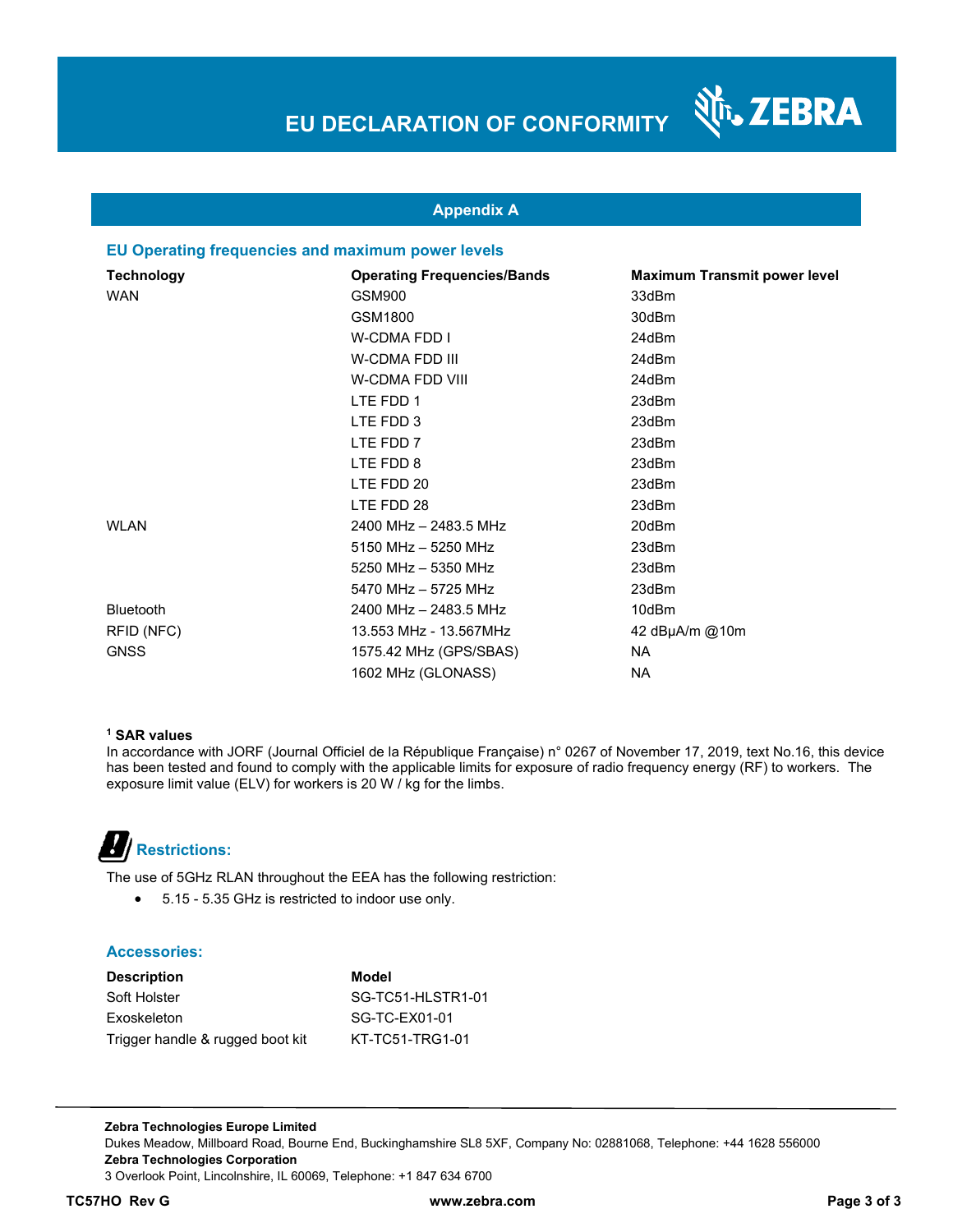# EU DECLARATION OF CONFORMITY

## Appendix A

### EU Operating frequencies and maximum power levels

| Technology | Operating Frequencies/Bands | Maximum Transmit power level |
|---|---|---|
| WAN | GSM900 | 33dBm |
| | GSM1800 | 30dBm |
| | W-CDMA FDD I | 24dBm |
| | W-CDMA FDD III | 24dBm |
| | W-CDMA FDD VIII | 24dBm |
| | LTE FDD 1 | 23dBm |
| | LTE FDD 3 | 23dBm |
| | LTE FDD 7 | 23dBm |
| | LTE FDD 8 | 23dBm |
| | LTE FDD 20 | 23dBm |
| | LTE FDD 28 | 23dBm |
| WLAN | 2400 MHz – 2483.5 MHz | 20dBm |
| | 5150 MHz – 5250 MHz | 23dBm |
| | 5250 MHz – 5350 MHz | 23dBm |
| | 5470 MHz – 5725 MHz | 23dBm |
| Bluetooth | 2400 MHz – 2483.5 MHz | 10dBm |
| RFID (NFC) | 13.553 MHz - 13.567MHz | 42 dBµA/m @10m |
| GNSS | 1575.42 MHz (GPS/SBAS) | NA |
| | 1602 MHz (GLONASS) | NA |

**[1] SAR values**

In accordance with JORF (Journal Officiel de la République Française) n° 0267 of November 17, 2019, text No.16, this device has been tested and found to comply with the applicable limits for exposure of radio frequency energy (RF) to workers. The exposure limit value (ELV) for workers is 20 W / kg for the limbs.

### Restrictions:

The use of 5GHz RLAN throughout the EEA has the following restriction:

- 5.15 - 5.35 GHz is restricted to indoor use only.

### Accessories:

| Description | Model |
|---|---|
| Soft Holster | SG-TC51-HLSTR1-01 |
| Exoskeleton | SG-TC-EX01-01 |
| Trigger handle & rugged boot kit | KT-TC51-TRG1-01 |

**Zebra Technologies Europe Limited**
Dukes Meadow, Millboard Road, Bourne End, Buckinghamshire SL8 5XF, Company No: 02881068, Telephone: +44 1628 556000
**Zebra Technologies Corporation**
3 Overlook Point, Lincolnshire, IL 60069, Telephone: +1 847 634 6700

**TC57HO Rev G** **www.zebra.com**